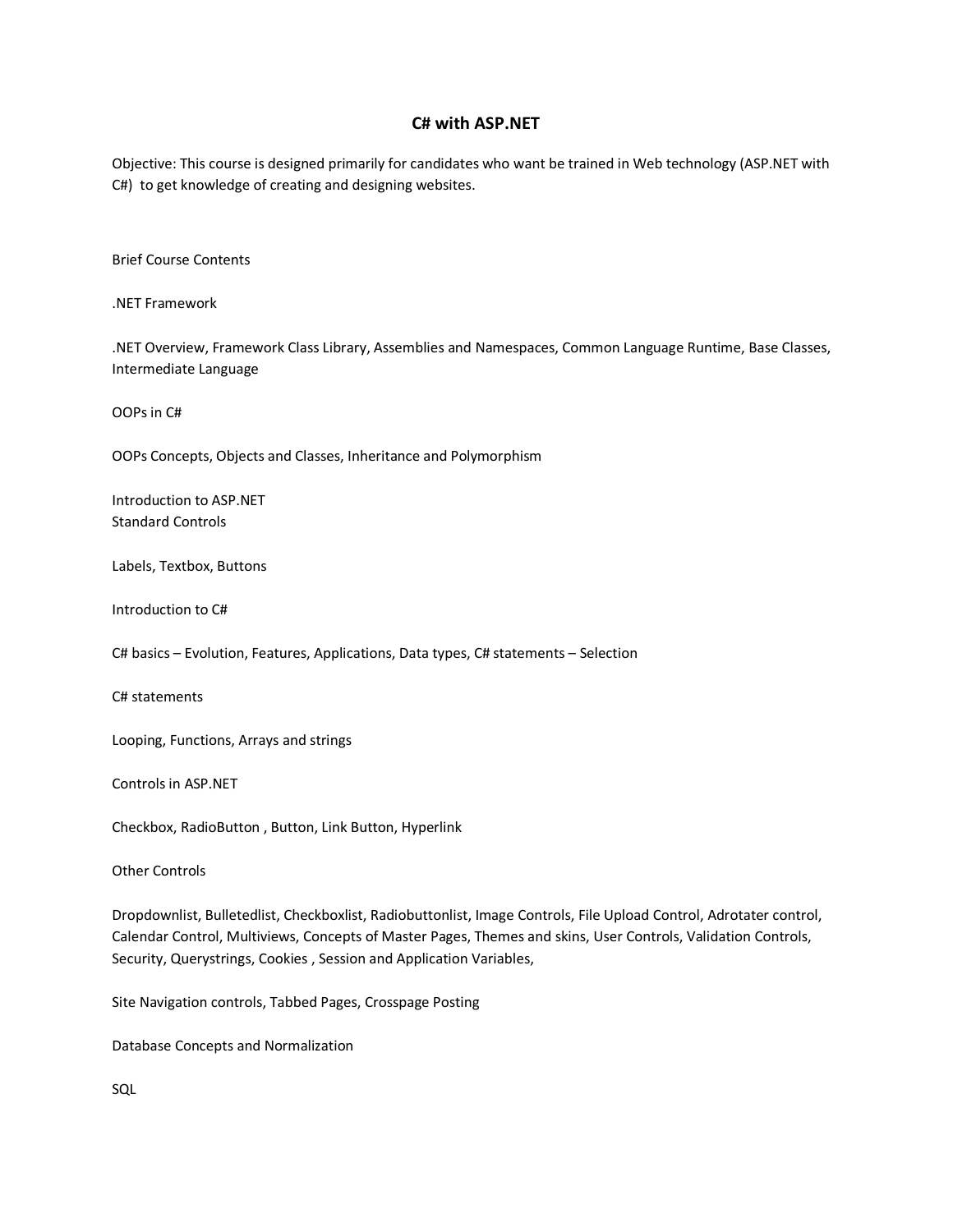# C# with ASP.NET

Objective: This course is designed primarily for candidates who want be trained in Web technology (ASP.NET with C#) to get knowledge of creating and designing websites.

Brief Course Contents

.NET Framework

.NET Overview, Framework Class Library, Assemblies and Namespaces, Common Language Runtime, Base Classes, Intermediate Language

OOPs in C#

OOPs Concepts, Objects and Classes, Inheritance and Polymorphism

Introduction to ASP.NET
Standard Controls

Labels, Textbox, Buttons

Introduction to C#

C# basics – Evolution, Features, Applications, Data types, C# statements – Selection

C# statements

Looping, Functions, Arrays and strings

Controls in ASP.NET

Checkbox, RadioButton , Button, Link Button, Hyperlink

Other Controls

Dropdownlist, Bulletedlist, Checkboxlist, Radiobuttonlist, Image Controls, File Upload Control, Adrotater control, Calendar Control, Multiviews, Concepts of Master Pages, Themes and skins, User Controls, Validation Controls, Security, Querystrings, Cookies , Session and Application Variables,

Site Navigation controls, Tabbed Pages, Crosspage Posting

Database Concepts and Normalization

SQL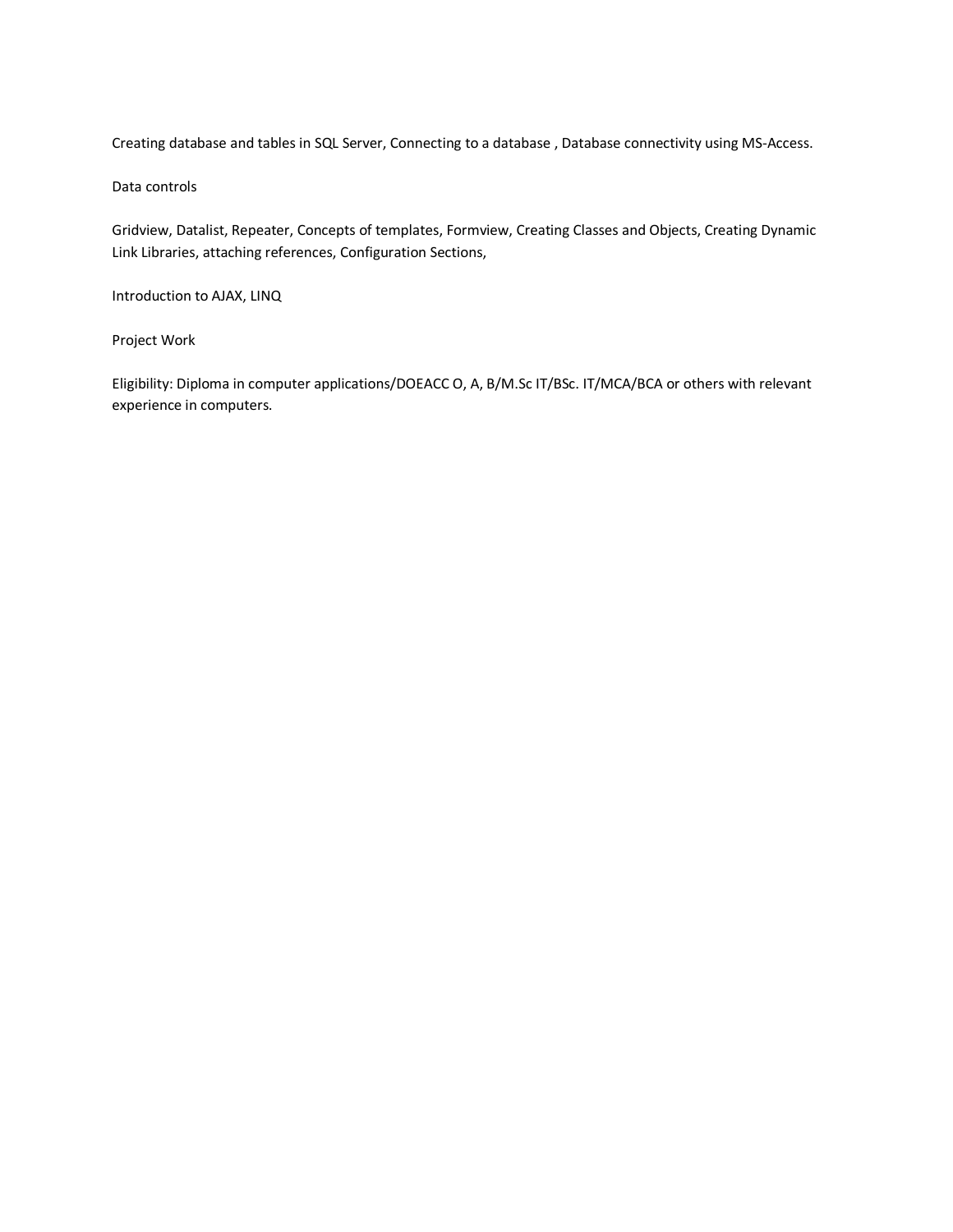Creating database and tables in SQL Server, Connecting to a database , Database connectivity using MS-Access.

Data controls

Gridview, Datalist, Repeater, Concepts of templates, Formview, Creating Classes and Objects, Creating Dynamic Link Libraries, attaching references, Configuration Sections,

Introduction to AJAX, LINQ

Project Work

Eligibility: Diploma in computer applications/DOEACC O, A, B/M.Sc IT/BSc. IT/MCA/BCA or others with relevant experience in computers.